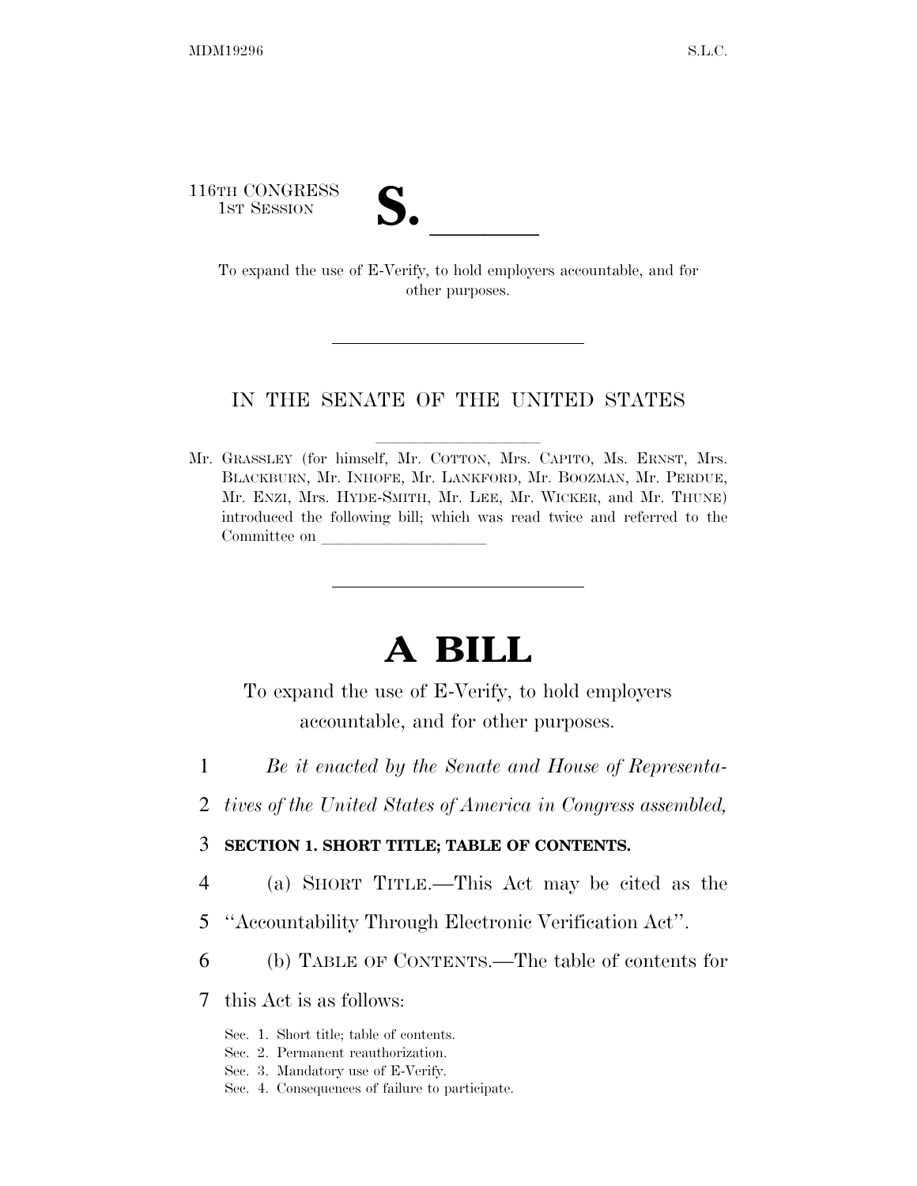116TH CONGRESS
1ST SESSION

# S. \_\_\_\_\_\_

To expand the use of E-Verify, to hold employers accountable, and for other purposes.

IN THE SENATE OF THE UNITED STATES

Mr. GRASSLEY (for himself, Mr. COTTON, Mrs. CAPITO, Ms. ERNST, Mrs. BLACKBURN, Mr. INHOFE, Mr. LANKFORD, Mr. BOOZMAN, Mr. PERDUE, Mr. ENZI, Mrs. HYDE-SMITH, Mr. LEE, Mr. WICKER, and Mr. THUNE) introduced the following bill; which was read twice and referred to the Committee on \_\_\_\_\_\_\_\_\_\_\_\_\_\_\_\_\_\_\_\_

# A BILL

To expand the use of E-Verify, to hold employers accountable, and for other purposes.

1 *Be it enacted by the Senate and House of Representa-*
2 *tives of the United States of America in Congress assembled,*

3 **SECTION 1. SHORT TITLE; TABLE OF CONTENTS.**

4 (a) SHORT TITLE.—This Act may be cited as the
5 "Accountability Through Electronic Verification Act".
6 (b) TABLE OF CONTENTS.—The table of contents for
7 this Act is as follows:

Sec. 1. Short title; table of contents.
Sec. 2. Permanent reauthorization.
Sec. 3. Mandatory use of E-Verify.
Sec. 4. Consequences of failure to participate.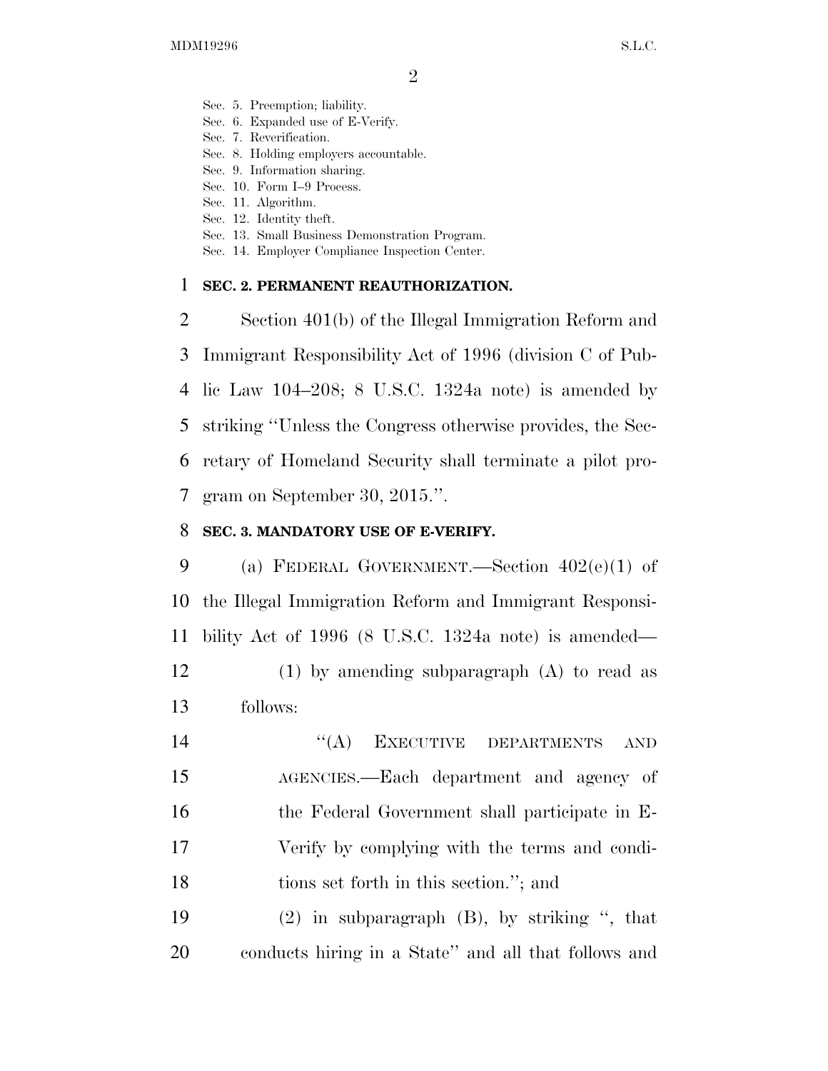Sec. 5. Preemption; liability.
Sec. 6. Expanded use of E-Verify.
Sec. 7. Reverification.
Sec. 8. Holding employers accountable.
Sec. 9. Information sharing.
Sec. 10. Form I–9 Process.
Sec. 11. Algorithm.
Sec. 12. Identity theft.
Sec. 13. Small Business Demonstration Program.
Sec. 14. Employer Compliance Inspection Center.

**SEC. 2. PERMANENT REAUTHORIZATION.**

Section 401(b) of the Illegal Immigration Reform and Immigrant Responsibility Act of 1996 (division C of Public Law 104–208; 8 U.S.C. 1324a note) is amended by striking ''Unless the Congress otherwise provides, the Secretary of Homeland Security shall terminate a pilot program on September 30, 2015.''.

**SEC. 3. MANDATORY USE OF E-VERIFY.**

(a) FEDERAL GOVERNMENT.—Section 402(e)(1) of the Illegal Immigration Reform and Immigrant Responsibility Act of 1996 (8 U.S.C. 1324a note) is amended—

(1) by amending subparagraph (A) to read as follows:

''(A) EXECUTIVE DEPARTMENTS AND AGENCIES.—Each department and agency of the Federal Government shall participate in E-Verify by complying with the terms and conditions set forth in this section.''; and

(2) in subparagraph (B), by striking '', that conducts hiring in a State'' and all that follows and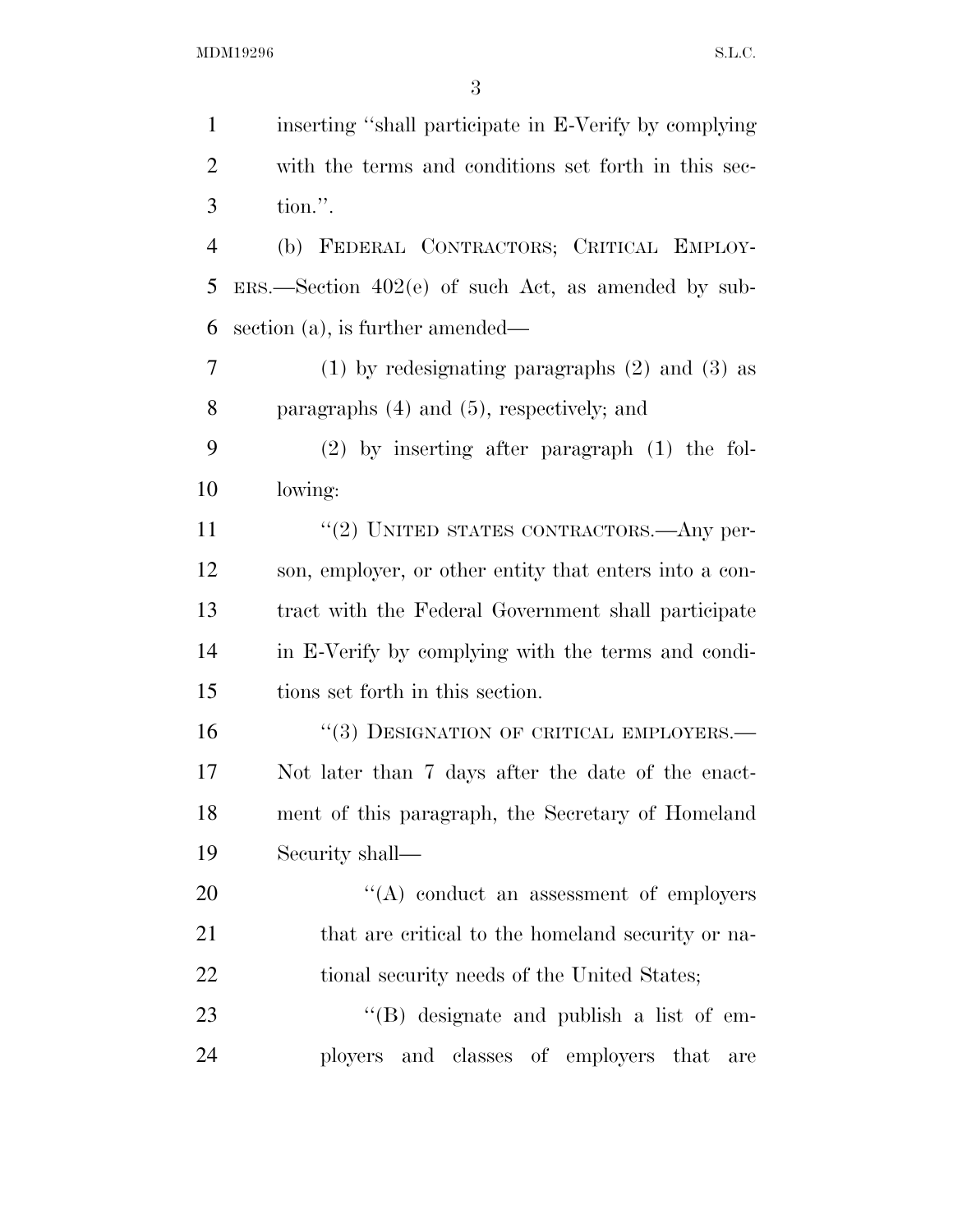inserting "shall participate in E-Verify by complying with the terms and conditions set forth in this section.".

(b) FEDERAL CONTRACTORS; CRITICAL EMPLOYERS.—Section 402(e) of such Act, as amended by subsection (a), is further amended—

(1) by redesignating paragraphs (2) and (3) as paragraphs (4) and (5), respectively; and

(2) by inserting after paragraph (1) the following:

"(2) UNITED STATES CONTRACTORS.—Any person, employer, or other entity that enters into a contract with the Federal Government shall participate in E-Verify by complying with the terms and conditions set forth in this section.

"(3) DESIGNATION OF CRITICAL EMPLOYERS.—Not later than 7 days after the date of the enactment of this paragraph, the Secretary of Homeland Security shall—

"(A) conduct an assessment of employers that are critical to the homeland security or national security needs of the United States;

"(B) designate and publish a list of employers and classes of employers that are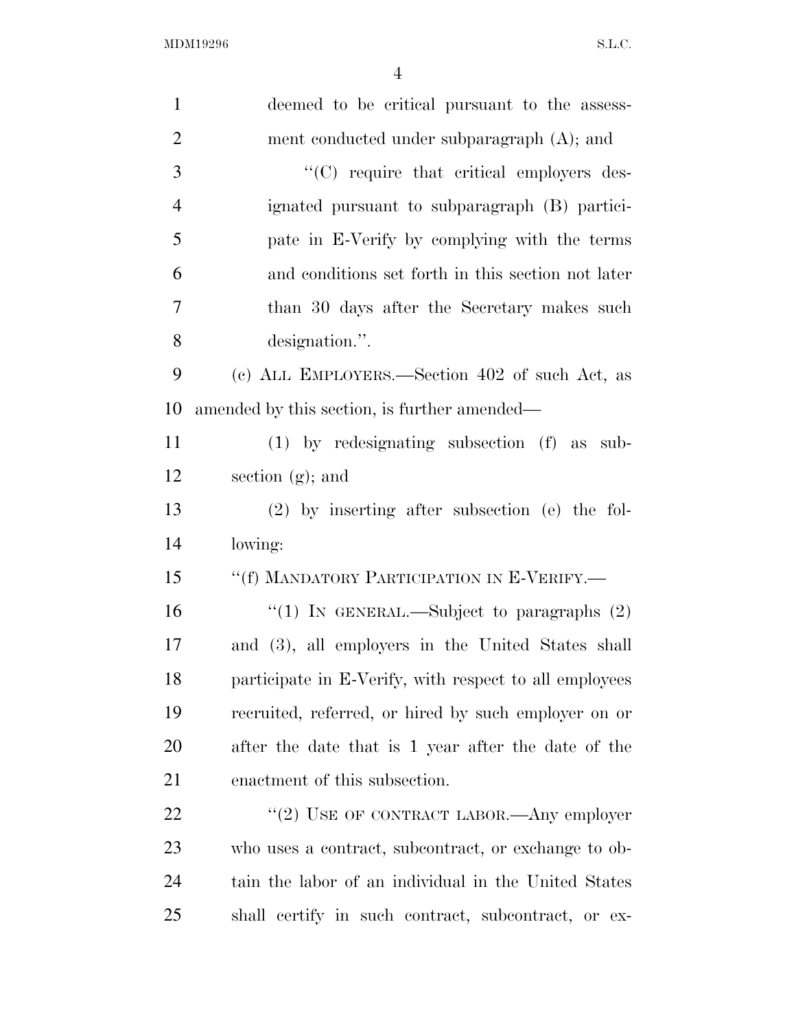deemed to be critical pursuant to the assessment conducted under subparagraph (A); and

"(C) require that critical employers designated pursuant to subparagraph (B) participate in E-Verify by complying with the terms and conditions set forth in this section not later than 30 days after the Secretary makes such designation.".

(c) ALL EMPLOYERS.—Section 402 of such Act, as amended by this section, is further amended—

(1) by redesignating subsection (f) as subsection (g); and

(2) by inserting after subsection (e) the following:

"(f) MANDATORY PARTICIPATION IN E-VERIFY.—

"(1) IN GENERAL.—Subject to paragraphs (2) and (3), all employers in the United States shall participate in E-Verify, with respect to all employees recruited, referred, or hired by such employer on or after the date that is 1 year after the date of the enactment of this subsection.

"(2) USE OF CONTRACT LABOR.—Any employer who uses a contract, subcontract, or exchange to obtain the labor of an individual in the United States shall certify in such contract, subcontract, or ex-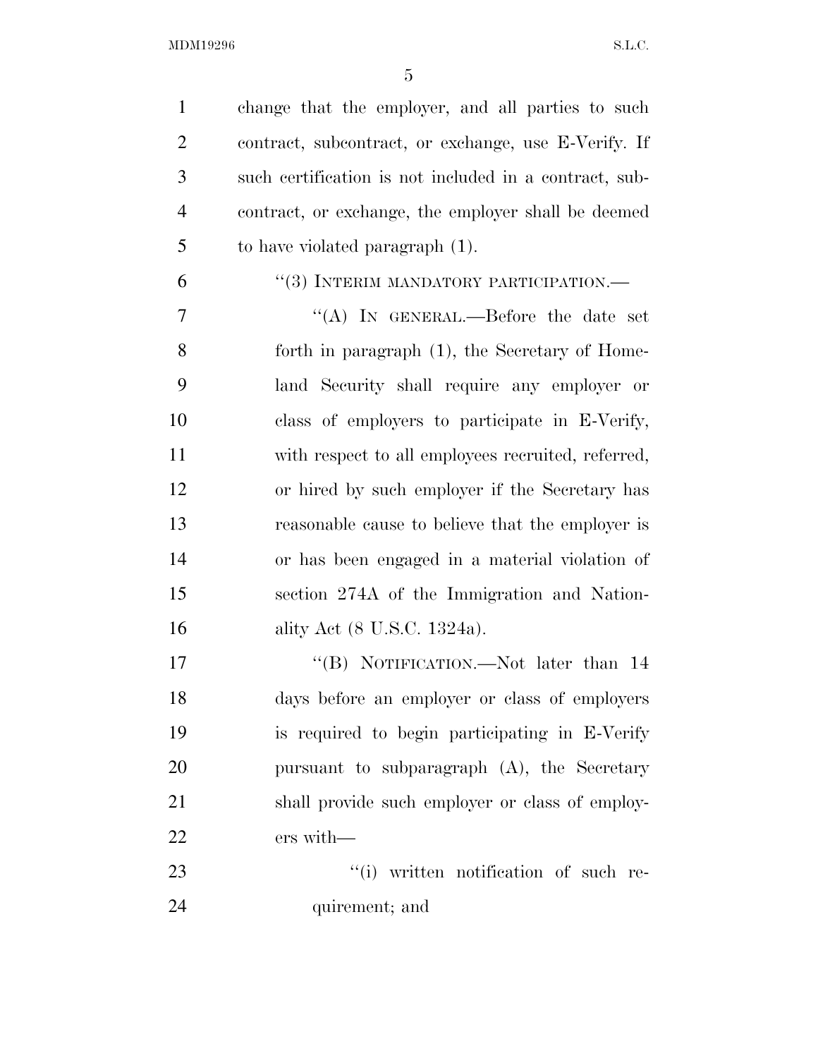change that the employer, and all parties to such contract, subcontract, or exchange, use E-Verify. If such certification is not included in a contract, subcontract, or exchange, the employer shall be deemed to have violated paragraph (1).

"(3) INTERIM MANDATORY PARTICIPATION.—

"(A) IN GENERAL.—Before the date set forth in paragraph (1), the Secretary of Homeland Security shall require any employer or class of employers to participate in E-Verify, with respect to all employees recruited, referred, or hired by such employer if the Secretary has reasonable cause to believe that the employer is or has been engaged in a material violation of section 274A of the Immigration and Nationality Act (8 U.S.C. 1324a).

"(B) NOTIFICATION.—Not later than 14 days before an employer or class of employers is required to begin participating in E-Verify pursuant to subparagraph (A), the Secretary shall provide such employer or class of employers with—

"(i) written notification of such requirement; and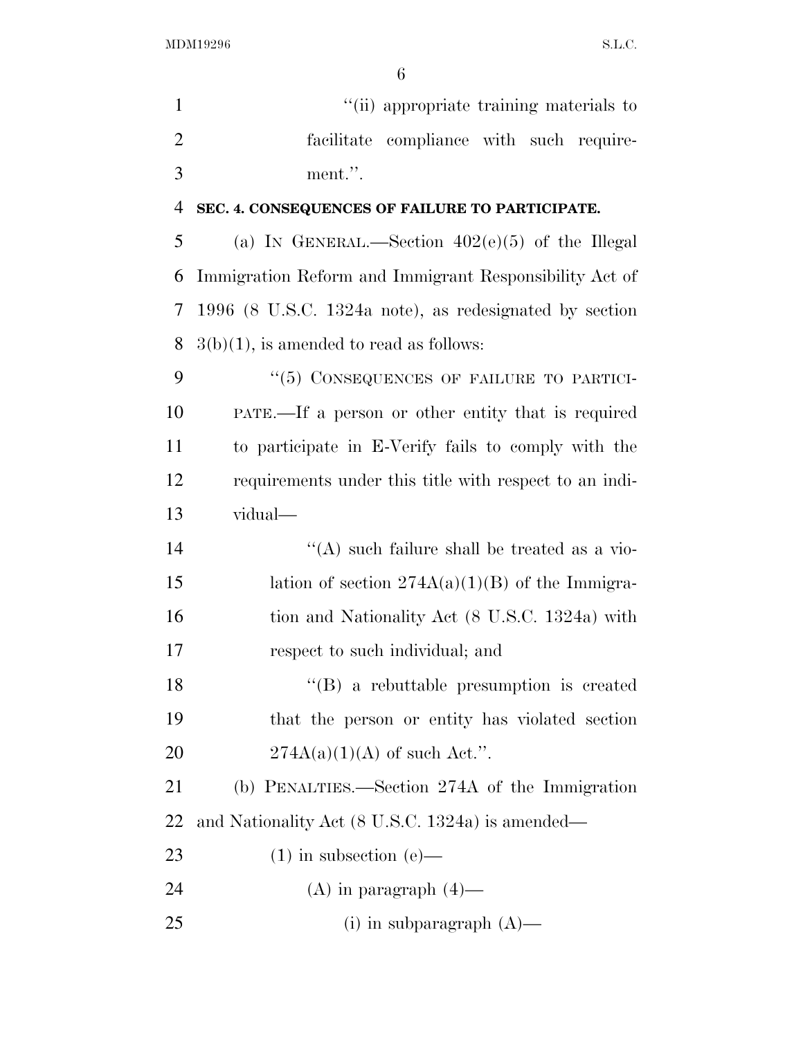"(ii) appropriate training materials to facilitate compliance with such requirement.".

**SEC. 4. CONSEQUENCES OF FAILURE TO PARTICIPATE.**

(a) IN GENERAL.—Section 402(e)(5) of the Illegal Immigration Reform and Immigrant Responsibility Act of 1996 (8 U.S.C. 1324a note), as redesignated by section 3(b)(1), is amended to read as follows:

"(5) CONSEQUENCES OF FAILURE TO PARTICIPATE.—If a person or other entity that is required to participate in E-Verify fails to comply with the requirements under this title with respect to an individual—

"(A) such failure shall be treated as a violation of section 274A(a)(1)(B) of the Immigration and Nationality Act (8 U.S.C. 1324a) with respect to such individual; and

"(B) a rebuttable presumption is created that the person or entity has violated section 274A(a)(1)(A) of such Act.".

(b) PENALTIES.—Section 274A of the Immigration and Nationality Act (8 U.S.C. 1324a) is amended—

(1) in subsection (e)—

(A) in paragraph (4)—

(i) in subparagraph (A)—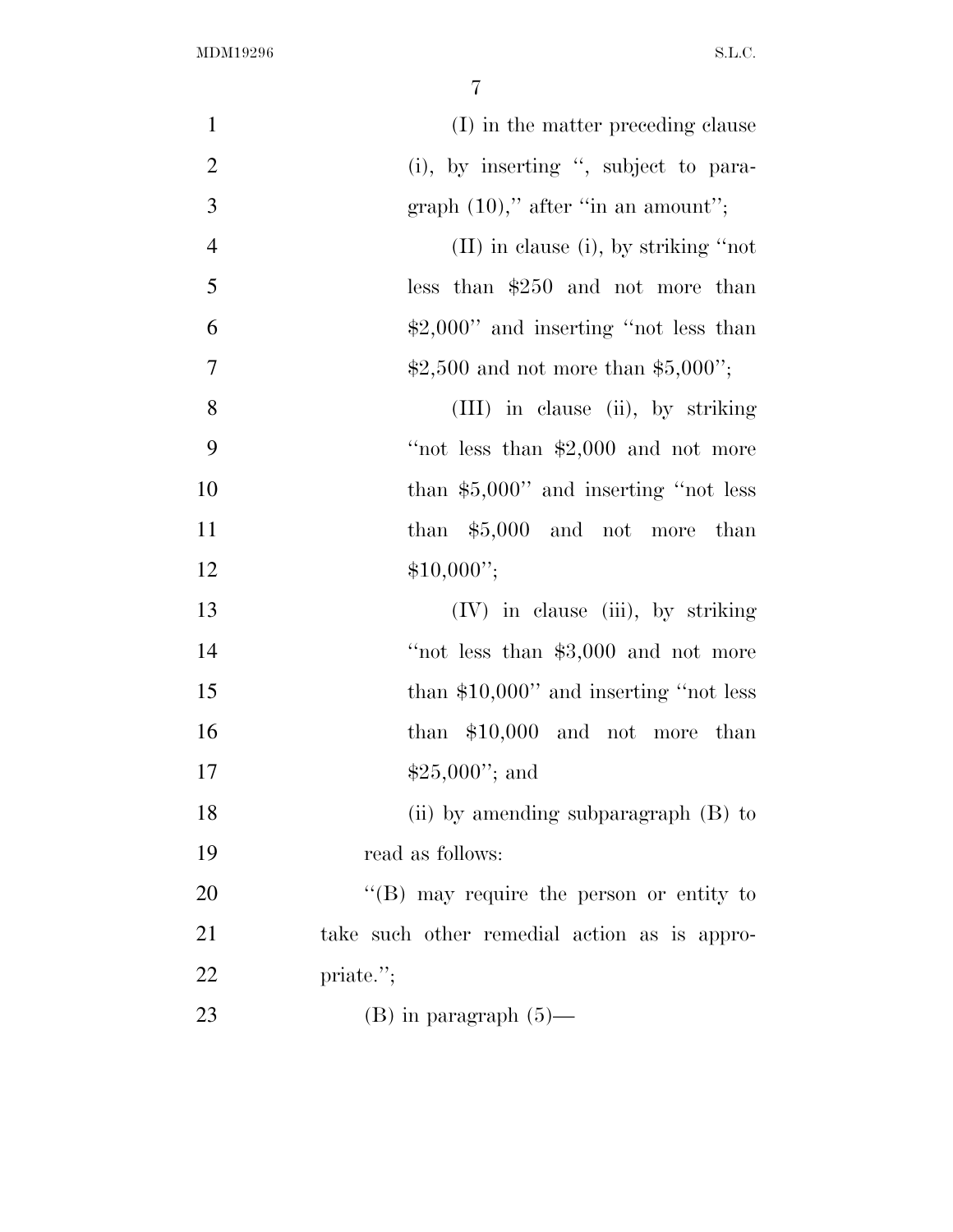(I) in the matter preceding clause (i), by inserting ", subject to paragraph (10)," after "in an amount";

(II) in clause (i), by striking "not less than $250 and not more than $2,000" and inserting "not less than $2,500 and not more than $5,000";

(III) in clause (ii), by striking "not less than $2,000 and not more than $5,000" and inserting "not less than $5,000 and not more than $10,000";

(IV) in clause (iii), by striking "not less than $3,000 and not more than $10,000" and inserting "not less than $10,000 and not more than $25,000"; and

(ii) by amending subparagraph (B) to read as follows:

"(B) may require the person or entity to take such other remedial action as is appropriate.";

(B) in paragraph (5)—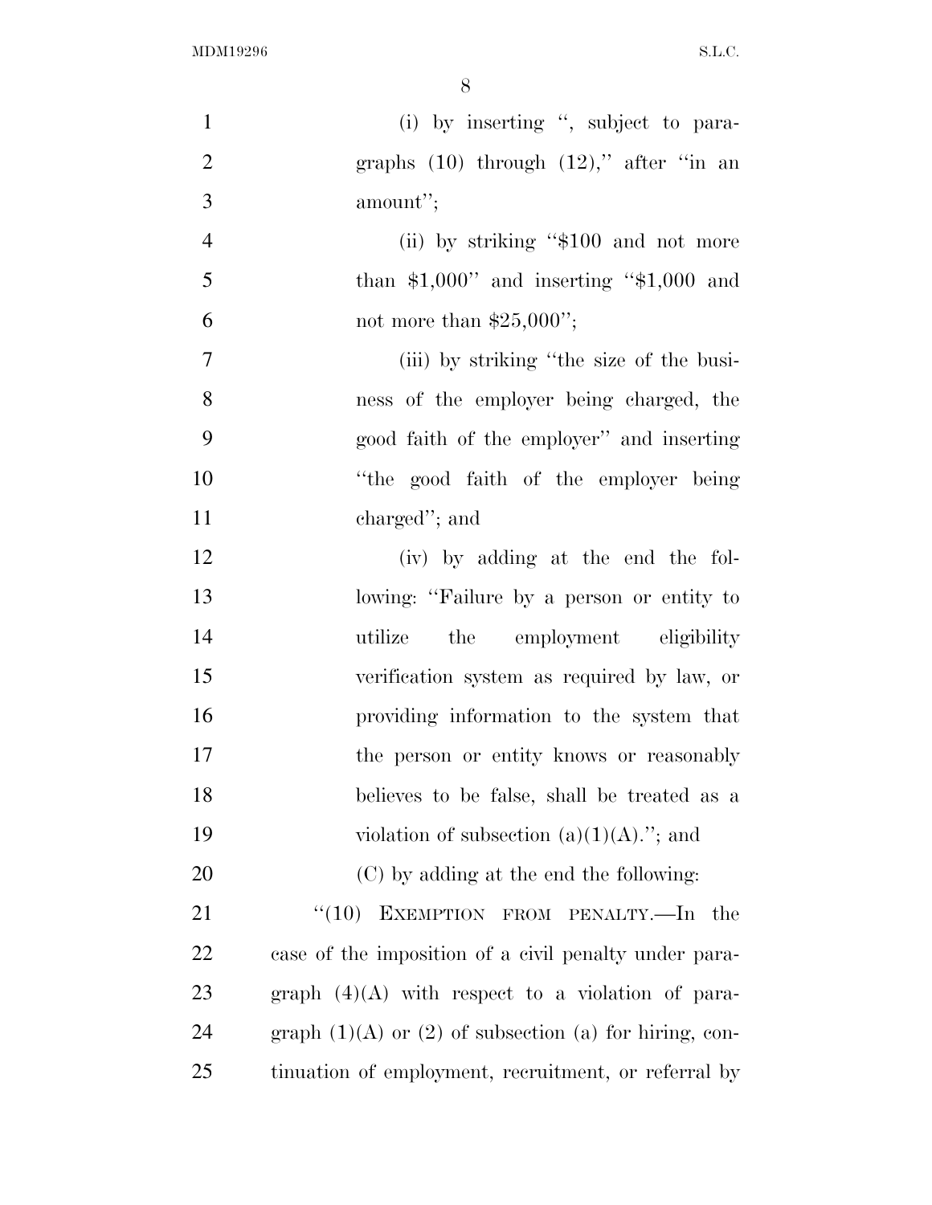(i) by inserting ", subject to paragraphs (10) through (12)," after "in an amount";

(ii) by striking "$100 and not more than $1,000" and inserting "$1,000 and not more than $25,000";

(iii) by striking "the size of the business of the employer being charged, the good faith of the employer" and inserting "the good faith of the employer being charged"; and

(iv) by adding at the end the following: "Failure by a person or entity to utilize the employment eligibility verification system as required by law, or providing information to the system that the person or entity knows or reasonably believes to be false, shall be treated as a violation of subsection (a)(1)(A)."; and

(C) by adding at the end the following:

"(10) EXEMPTION FROM PENALTY.—In the case of the imposition of a civil penalty under paragraph (4)(A) with respect to a violation of paragraph (1)(A) or (2) of subsection (a) for hiring, continuation of employment, recruitment, or referral by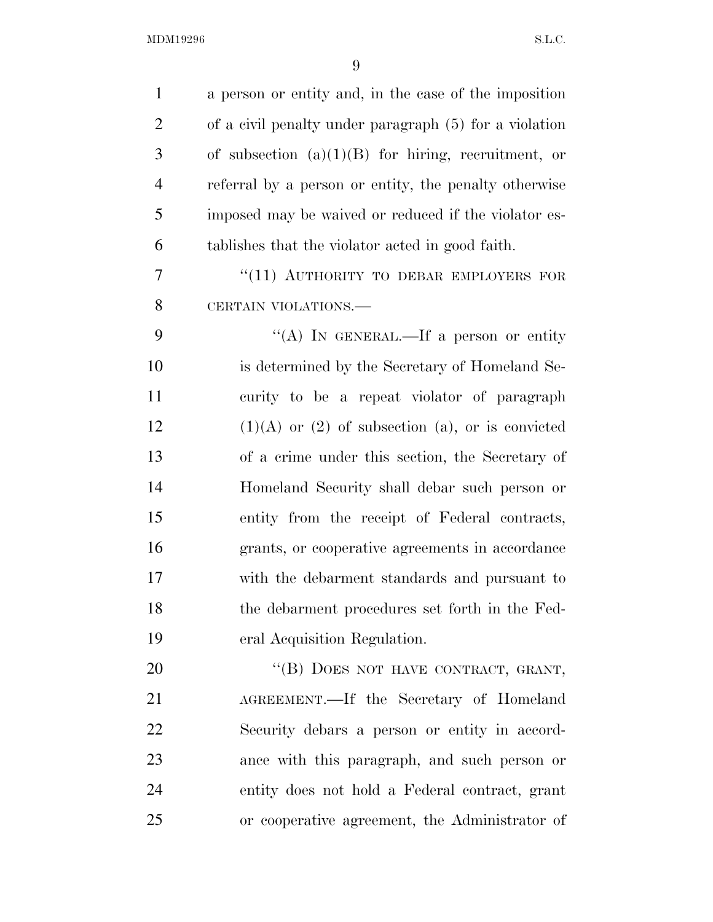a person or entity and, in the case of the imposition of a civil penalty under paragraph (5) for a violation of subsection (a)(1)(B) for hiring, recruitment, or referral by a person or entity, the penalty otherwise imposed may be waived or reduced if the violator establishes that the violator acted in good faith.

"(11) AUTHORITY TO DEBAR EMPLOYERS FOR CERTAIN VIOLATIONS.—

"(A) IN GENERAL.—If a person or entity is determined by the Secretary of Homeland Security to be a repeat violator of paragraph (1)(A) or (2) of subsection (a), or is convicted of a crime under this section, the Secretary of Homeland Security shall debar such person or entity from the receipt of Federal contracts, grants, or cooperative agreements in accordance with the debarment standards and pursuant to the debarment procedures set forth in the Federal Acquisition Regulation.

"(B) DOES NOT HAVE CONTRACT, GRANT, AGREEMENT.—If the Secretary of Homeland Security debars a person or entity in accordance with this paragraph, and such person or entity does not hold a Federal contract, grant or cooperative agreement, the Administrator of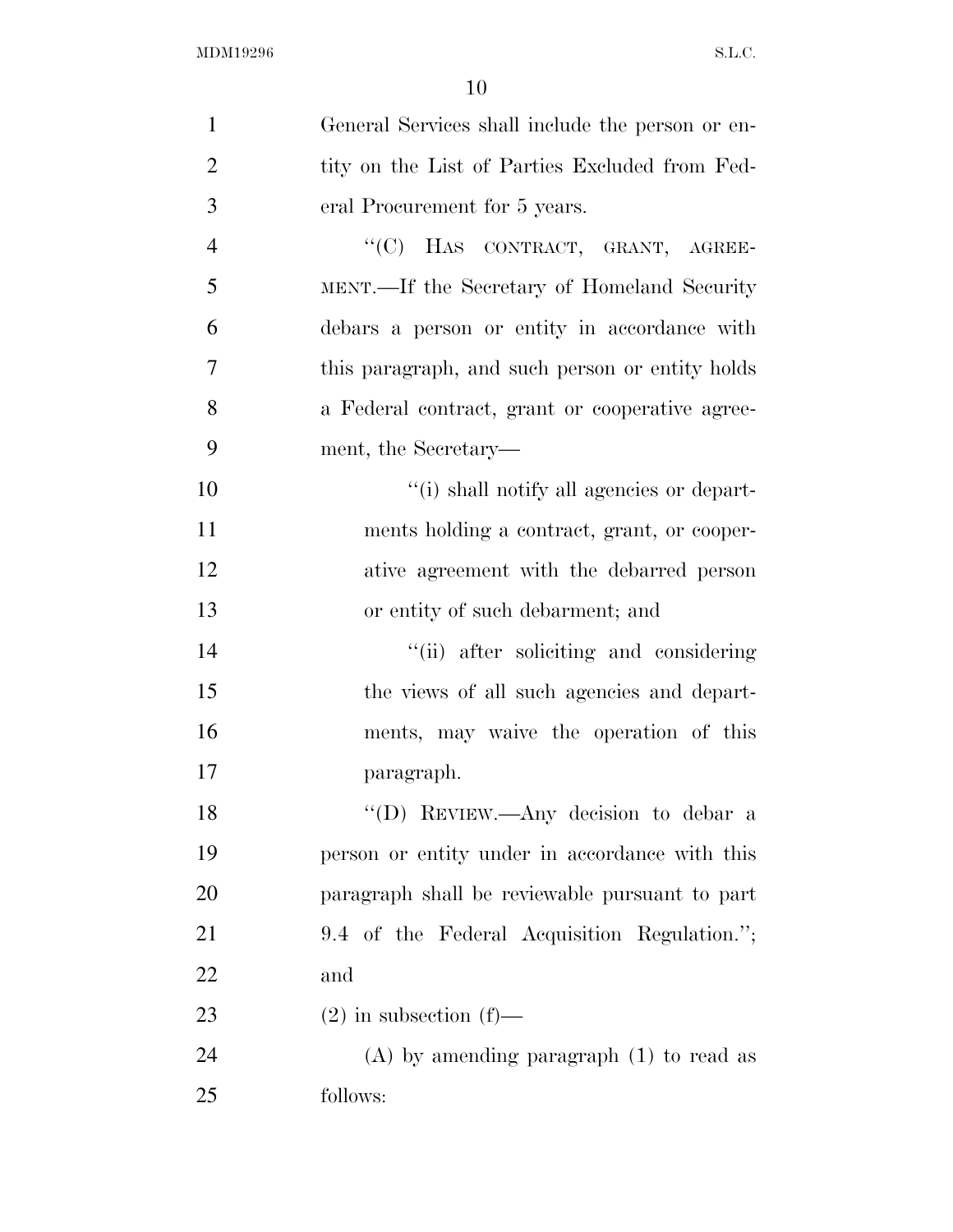General Services shall include the person or entity on the List of Parties Excluded from Federal Procurement for 5 years.

"(C) HAS CONTRACT, GRANT, AGREEMENT.—If the Secretary of Homeland Security debars a person or entity in accordance with this paragraph, and such person or entity holds a Federal contract, grant or cooperative agreement, the Secretary—

"(i) shall notify all agencies or departments holding a contract, grant, or cooperative agreement with the debarred person or entity of such debarment; and

"(ii) after soliciting and considering the views of all such agencies and departments, may waive the operation of this paragraph.

"(D) REVIEW.—Any decision to debar a person or entity under in accordance with this paragraph shall be reviewable pursuant to part 9.4 of the Federal Acquisition Regulation."; and

(2) in subsection (f)—

(A) by amending paragraph (1) to read as follows: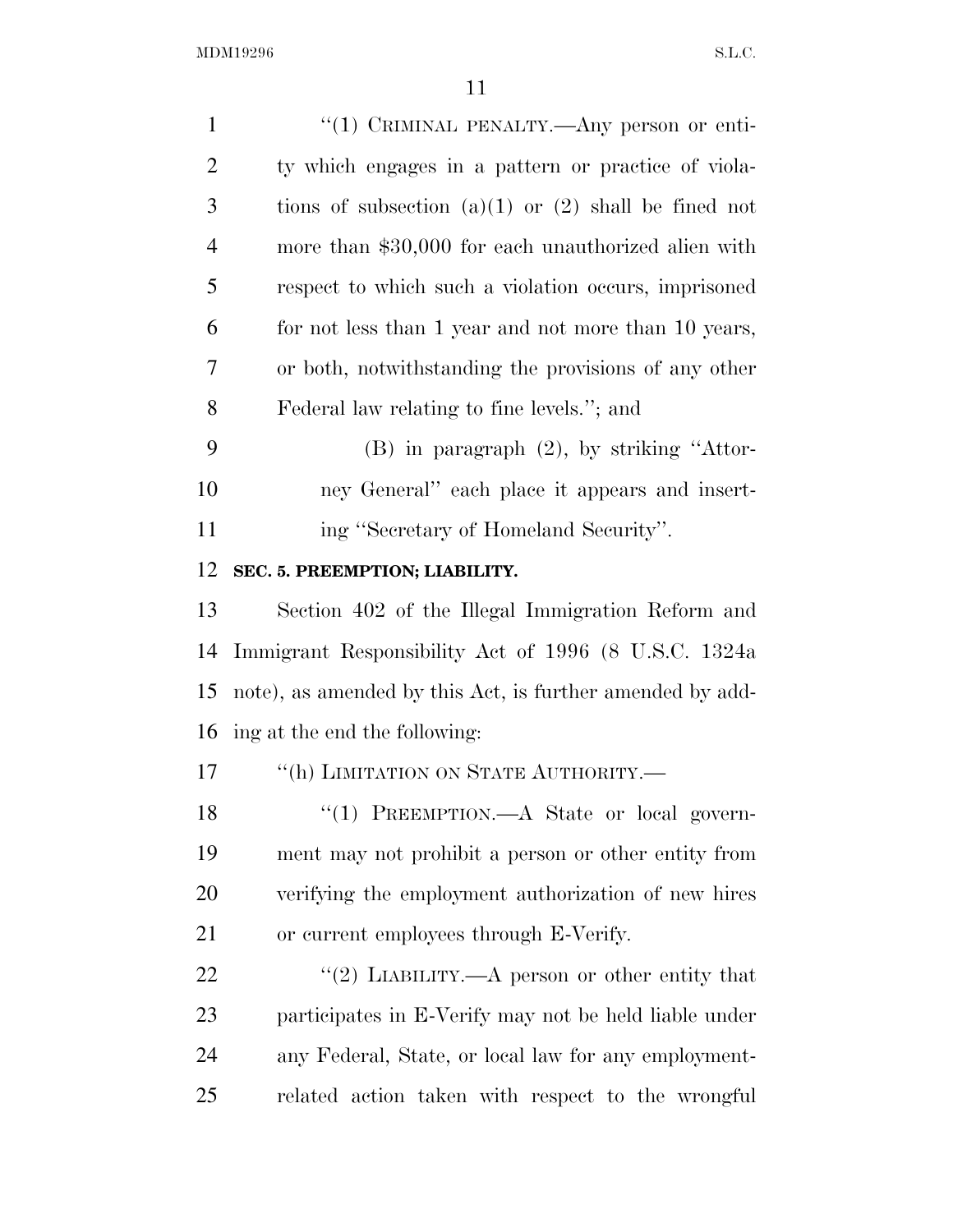"(1) CRIMINAL PENALTY.—Any person or entity which engages in a pattern or practice of violations of subsection (a)(1) or (2) shall be fined not more than $30,000 for each unauthorized alien with respect to which such a violation occurs, imprisoned for not less than 1 year and not more than 10 years, or both, notwithstanding the provisions of any other Federal law relating to fine levels."; and

(B) in paragraph (2), by striking "Attorney General" each place it appears and inserting "Secretary of Homeland Security".

**SEC. 5. PREEMPTION; LIABILITY.**

Section 402 of the Illegal Immigration Reform and Immigrant Responsibility Act of 1996 (8 U.S.C. 1324a note), as amended by this Act, is further amended by adding at the end the following:

"(h) LIMITATION ON STATE AUTHORITY.—

"(1) PREEMPTION.—A State or local government may not prohibit a person or other entity from verifying the employment authorization of new hires or current employees through E-Verify.

"(2) LIABILITY.—A person or other entity that participates in E-Verify may not be held liable under any Federal, State, or local law for any employment-related action taken with respect to the wrongful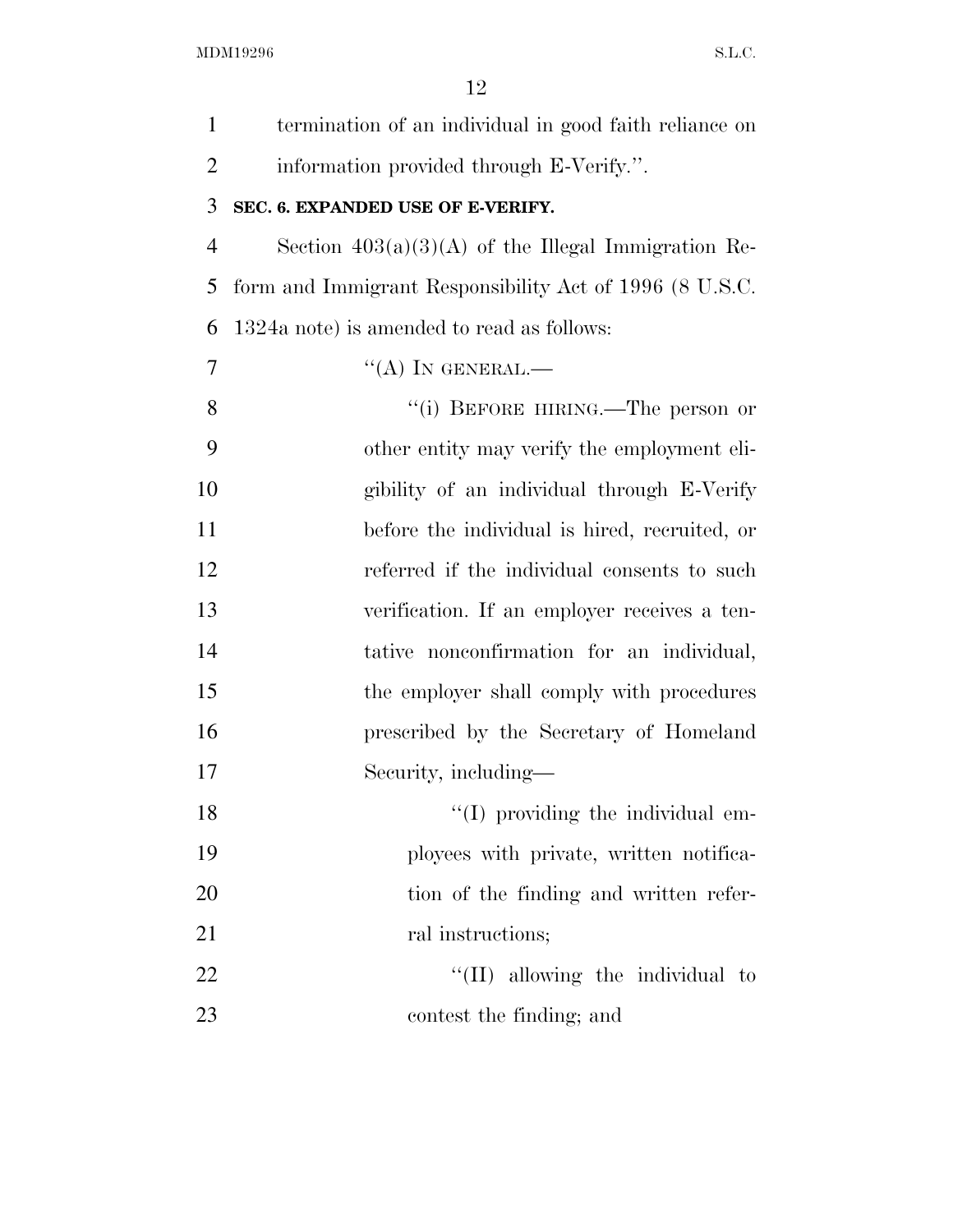termination of an individual in good faith reliance on information provided through E-Verify.''.

**SEC. 6. EXPANDED USE OF E-VERIFY.**

Section 403(a)(3)(A) of the Illegal Immigration Reform and Immigrant Responsibility Act of 1996 (8 U.S.C. 1324a note) is amended to read as follows:

''(A) IN GENERAL.—

''(i) BEFORE HIRING.—The person or other entity may verify the employment eligibility of an individual through E-Verify before the individual is hired, recruited, or referred if the individual consents to such verification. If an employer receives a tentative nonconfirmation for an individual, the employer shall comply with procedures prescribed by the Secretary of Homeland Security, including—

''(I) providing the individual employees with private, written notification of the finding and written referral instructions;

''(II) allowing the individual to contest the finding; and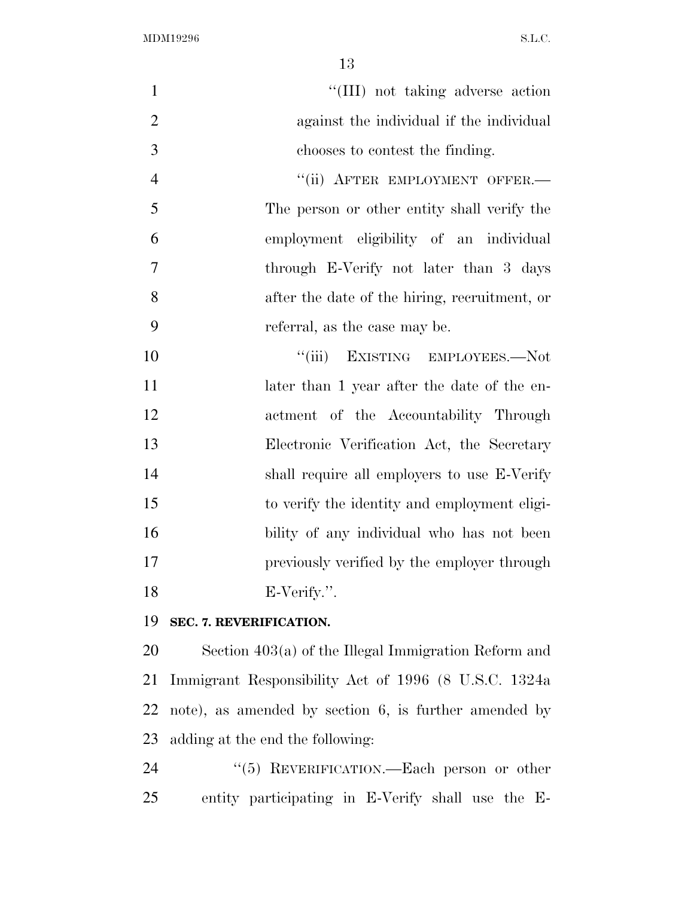"(III) not taking adverse action against the individual if the individual chooses to contest the finding.

"(ii) AFTER EMPLOYMENT OFFER.—The person or other entity shall verify the employment eligibility of an individual through E-Verify not later than 3 days after the date of the hiring, recruitment, or referral, as the case may be.

"(iii) EXISTING EMPLOYEES.—Not later than 1 year after the date of the enactment of the Accountability Through Electronic Verification Act, the Secretary shall require all employers to use E-Verify to verify the identity and employment eligibility of any individual who has not been previously verified by the employer through E-Verify.".

**SEC. 7. REVERIFICATION.**

Section 403(a) of the Illegal Immigration Reform and Immigrant Responsibility Act of 1996 (8 U.S.C. 1324a note), as amended by section 6, is further amended by adding at the end the following:

"(5) REVERIFICATION.—Each person or other entity participating in E-Verify shall use the E-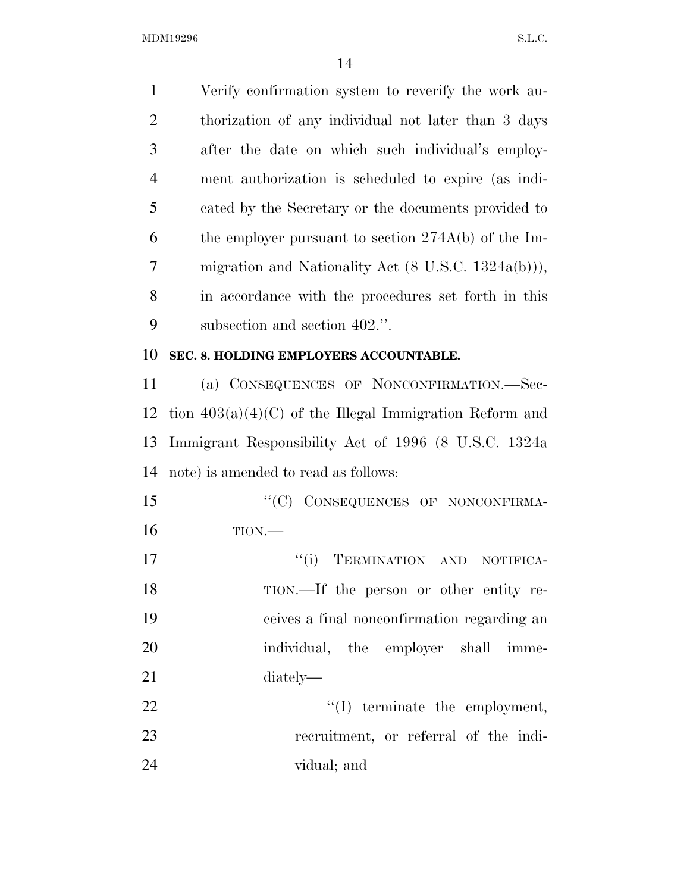Verify confirmation system to reverify the work authorization of any individual not later than 3 days after the date on which such individual's employment authorization is scheduled to expire (as indicated by the Secretary or the documents provided to the employer pursuant to section 274A(b) of the Immigration and Nationality Act (8 U.S.C. 1324a(b))), in accordance with the procedures set forth in this subsection and section 402.''.

**SEC. 8. HOLDING EMPLOYERS ACCOUNTABLE.**

(a) CONSEQUENCES OF NONCONFIRMATION.—Section 403(a)(4)(C) of the Illegal Immigration Reform and Immigrant Responsibility Act of 1996 (8 U.S.C. 1324a note) is amended to read as follows:

''(C) CONSEQUENCES OF NONCONFIRMATION.—

''(i) TERMINATION AND NOTIFICATION.—If the person or other entity receives a final nonconfirmation regarding an individual, the employer shall immediately—

''(I) terminate the employment, recruitment, or referral of the individual; and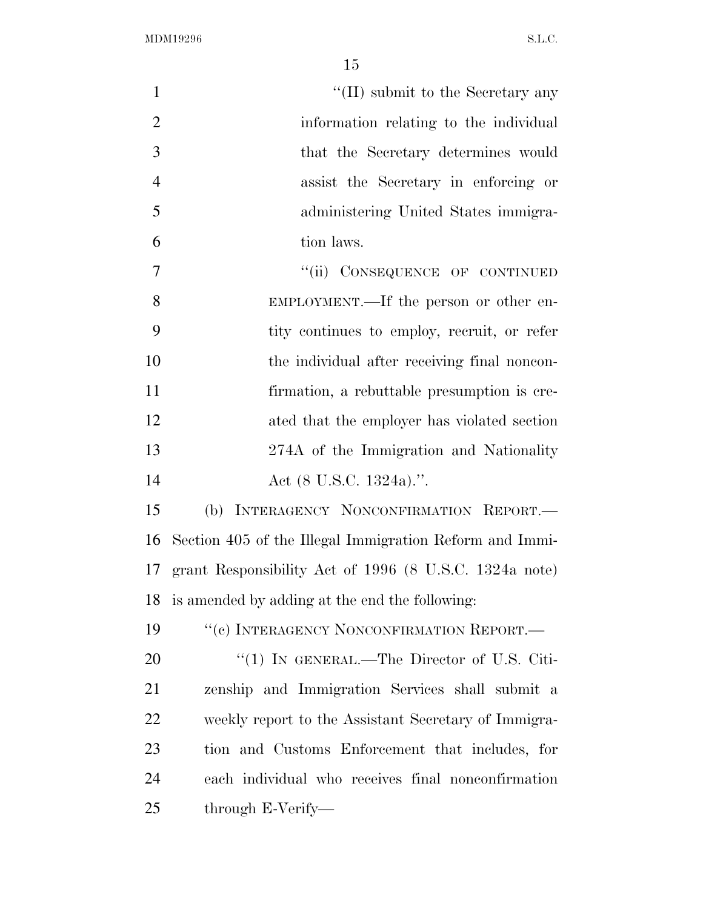"(II) submit to the Secretary any information relating to the individual that the Secretary determines would assist the Secretary in enforcing or administering United States immigration laws.

"(ii) CONSEQUENCE OF CONTINUED EMPLOYMENT.—If the person or other entity continues to employ, recruit, or refer the individual after receiving final nonconfirmation, a rebuttable presumption is created that the employer has violated section 274A of the Immigration and Nationality Act (8 U.S.C. 1324a).".

(b) INTERAGENCY NONCONFIRMATION REPORT.—Section 405 of the Illegal Immigration Reform and Immigrant Responsibility Act of 1996 (8 U.S.C. 1324a note) is amended by adding at the end the following:

"(c) INTERAGENCY NONCONFIRMATION REPORT.—

"(1) IN GENERAL.—The Director of U.S. Citizenship and Immigration Services shall submit a weekly report to the Assistant Secretary of Immigration and Customs Enforcement that includes, for each individual who receives final nonconfirmation through E-Verify—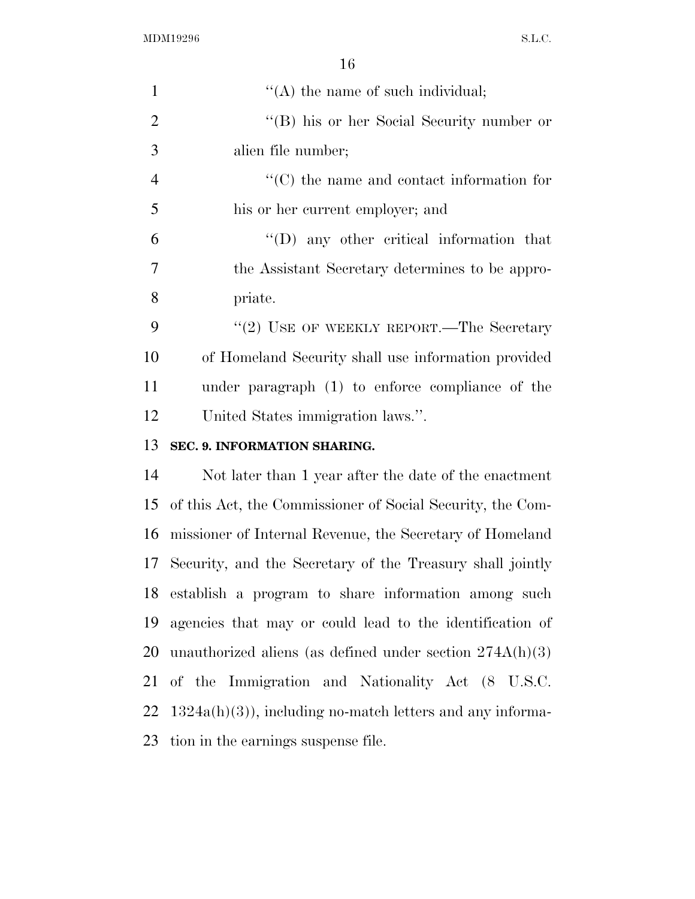''(A) the name of such individual;

''(B) his or her Social Security number or alien file number;

''(C) the name and contact information for his or her current employer; and

''(D) any other critical information that the Assistant Secretary determines to be appropriate.

''(2) USE OF WEEKLY REPORT.—The Secretary of Homeland Security shall use information provided under paragraph (1) to enforce compliance of the United States immigration laws.''.

**SEC. 9. INFORMATION SHARING.**

Not later than 1 year after the date of the enactment of this Act, the Commissioner of Social Security, the Commissioner of Internal Revenue, the Secretary of Homeland Security, and the Secretary of the Treasury shall jointly establish a program to share information among such agencies that may or could lead to the identification of unauthorized aliens (as defined under section 274A(h)(3) of the Immigration and Nationality Act (8 U.S.C. 1324a(h)(3)), including no-match letters and any information in the earnings suspense file.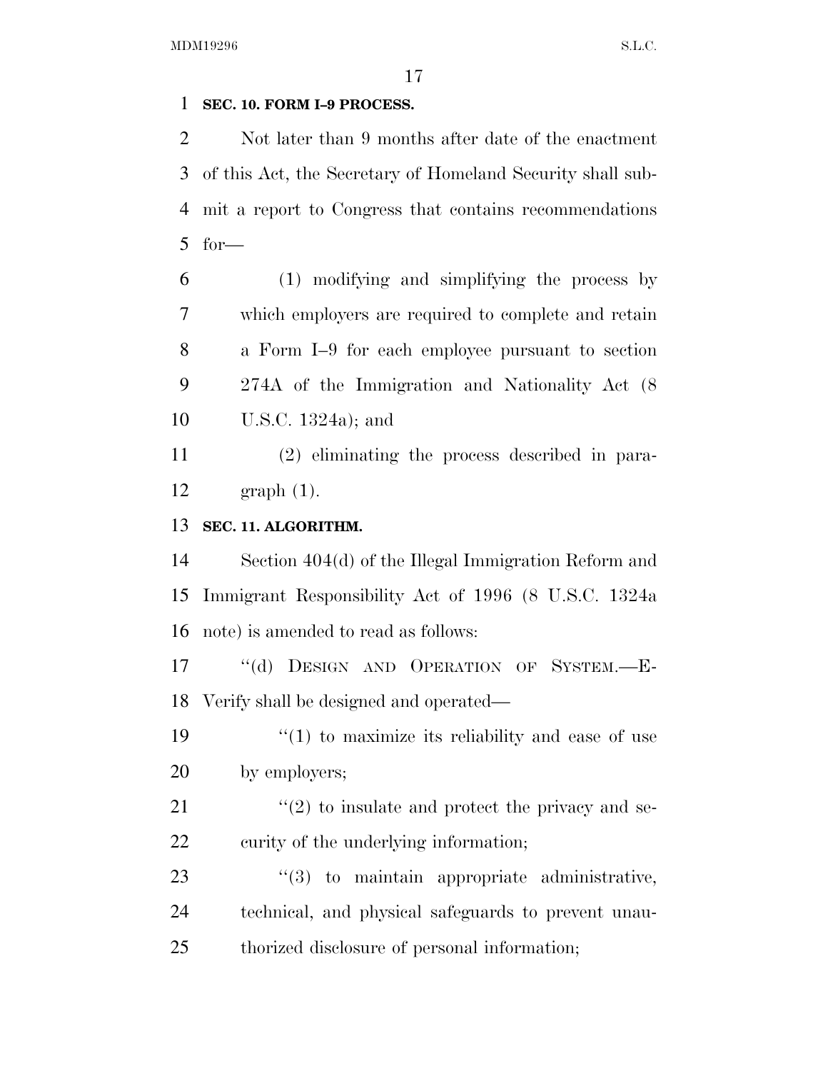**SEC. 10. FORM I–9 PROCESS.**

Not later than 9 months after date of the enactment of this Act, the Secretary of Homeland Security shall submit a report to Congress that contains recommendations for—

(1) modifying and simplifying the process by which employers are required to complete and retain a Form I–9 for each employee pursuant to section 274A of the Immigration and Nationality Act (8 U.S.C. 1324a); and

(2) eliminating the process described in paragraph (1).

**SEC. 11. ALGORITHM.**

Section 404(d) of the Illegal Immigration Reform and Immigrant Responsibility Act of 1996 (8 U.S.C. 1324a note) is amended to read as follows:

"(d) DESIGN AND OPERATION OF SYSTEM.—E-Verify shall be designed and operated—

"(1) to maximize its reliability and ease of use by employers;

"(2) to insulate and protect the privacy and security of the underlying information;

"(3) to maintain appropriate administrative, technical, and physical safeguards to prevent unauthorized disclosure of personal information;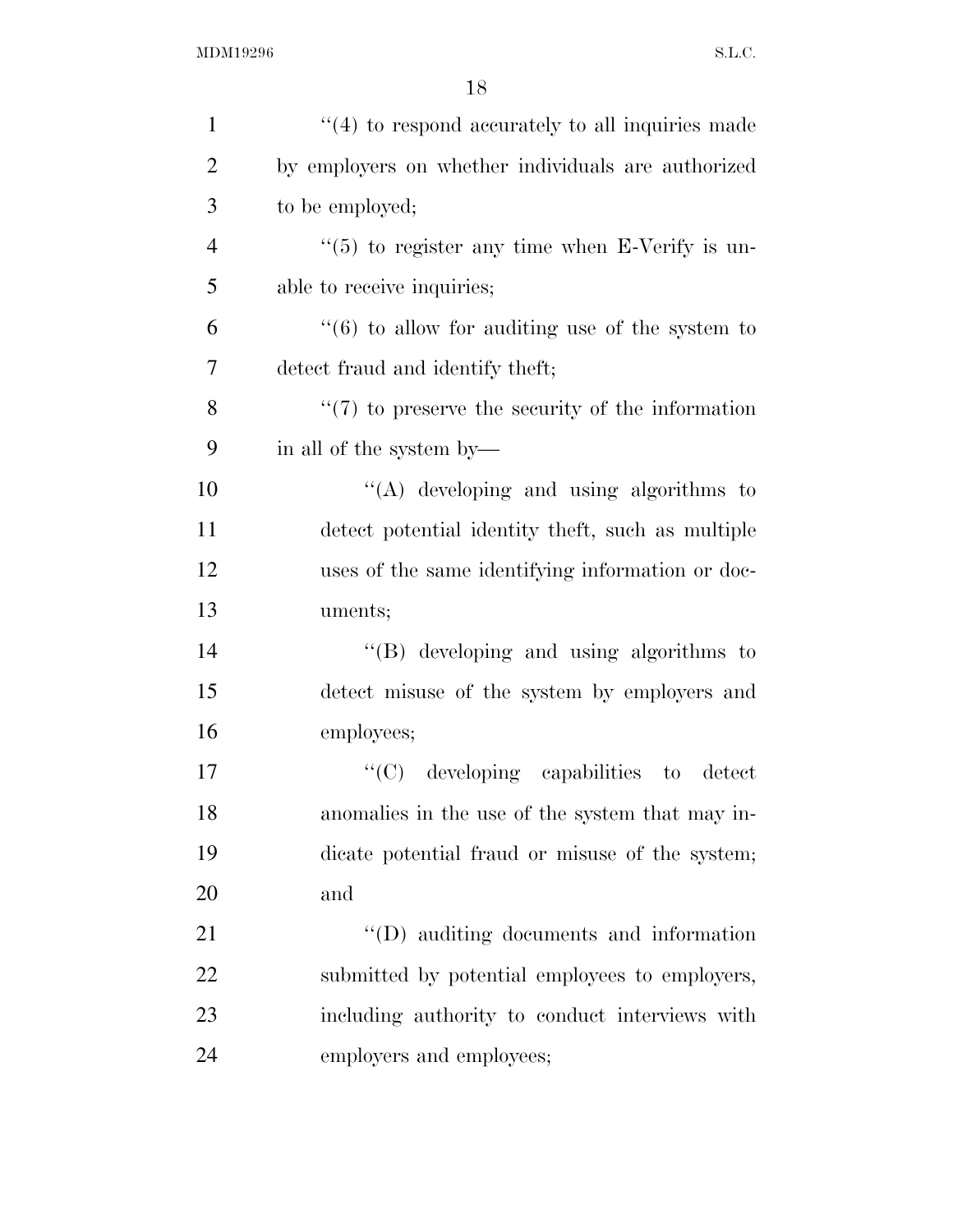"(4) to respond accurately to all inquiries made by employers on whether individuals are authorized to be employed;

"(5) to register any time when E-Verify is unable to receive inquiries;

"(6) to allow for auditing use of the system to detect fraud and identify theft;

"(7) to preserve the security of the information in all of the system by—

"(A) developing and using algorithms to detect potential identity theft, such as multiple uses of the same identifying information or documents;

"(B) developing and using algorithms to detect misuse of the system by employers and employees;

"(C) developing capabilities to detect anomalies in the use of the system that may indicate potential fraud or misuse of the system; and

"(D) auditing documents and information submitted by potential employees to employers, including authority to conduct interviews with employers and employees;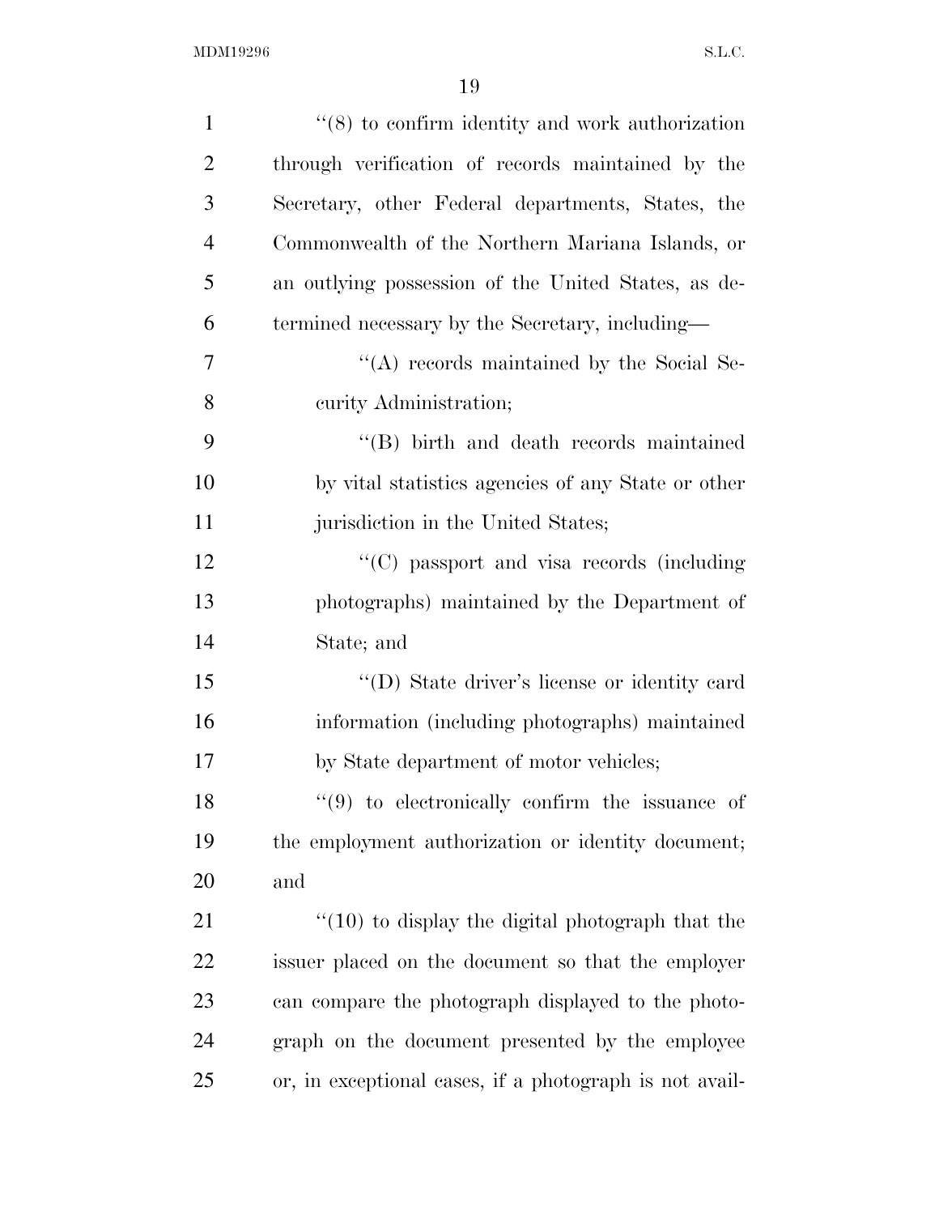''(8) to confirm identity and work authorization through verification of records maintained by the Secretary, other Federal departments, States, the Commonwealth of the Northern Mariana Islands, or an outlying possession of the United States, as determined necessary by the Secretary, including—

''(A) records maintained by the Social Security Administration;

''(B) birth and death records maintained by vital statistics agencies of any State or other jurisdiction in the United States;

''(C) passport and visa records (including photographs) maintained by the Department of State; and

''(D) State driver's license or identity card information (including photographs) maintained by State department of motor vehicles;

''(9) to electronically confirm the issuance of the employment authorization or identity document; and

''(10) to display the digital photograph that the issuer placed on the document so that the employer can compare the photograph displayed to the photograph on the document presented by the employee or, in exceptional cases, if a photograph is not avail-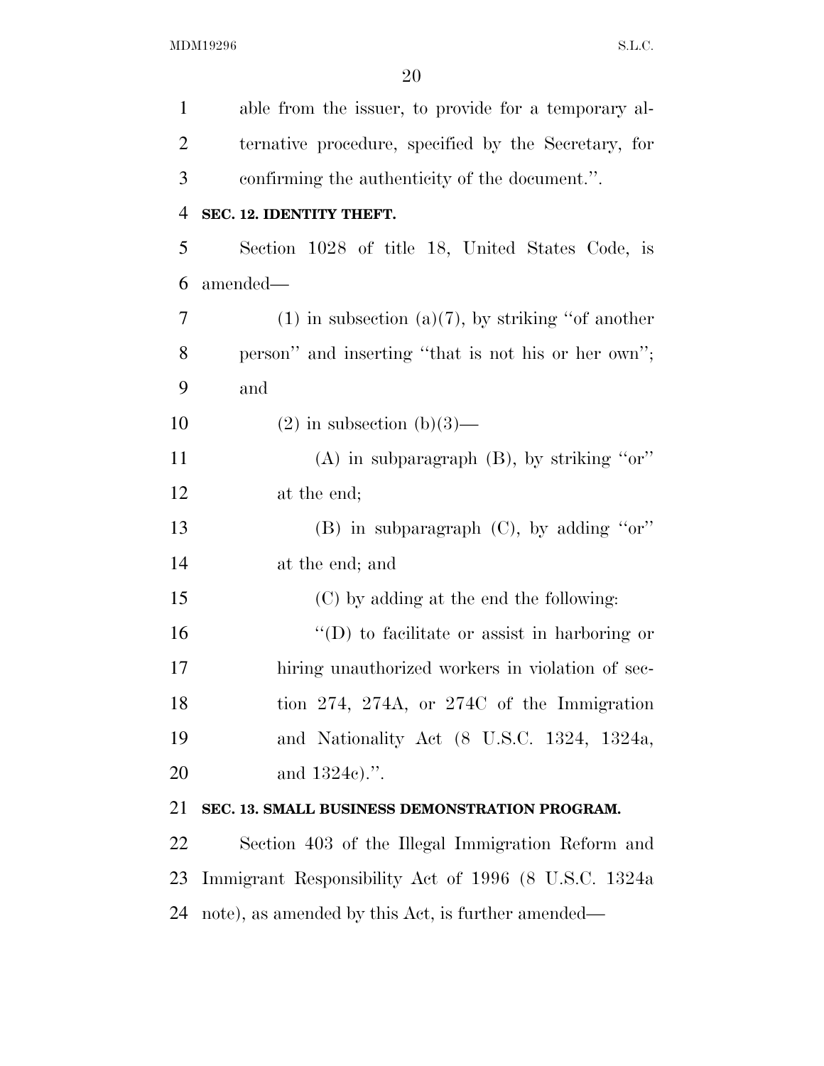able from the issuer, to provide for a temporary alternative procedure, specified by the Secretary, for confirming the authenticity of the document.''.

**SEC. 12. IDENTITY THEFT.**

Section 1028 of title 18, United States Code, is amended—

(1) in subsection (a)(7), by striking ''of another person'' and inserting ''that is not his or her own''; and

(2) in subsection (b)(3)—

(A) in subparagraph (B), by striking ''or'' at the end;

(B) in subparagraph (C), by adding ''or'' at the end; and

(C) by adding at the end the following:

''(D) to facilitate or assist in harboring or hiring unauthorized workers in violation of section 274, 274A, or 274C of the Immigration and Nationality Act (8 U.S.C. 1324, 1324a, and 1324c).''.

**SEC. 13. SMALL BUSINESS DEMONSTRATION PROGRAM.**

Section 403 of the Illegal Immigration Reform and Immigrant Responsibility Act of 1996 (8 U.S.C. 1324a note), as amended by this Act, is further amended—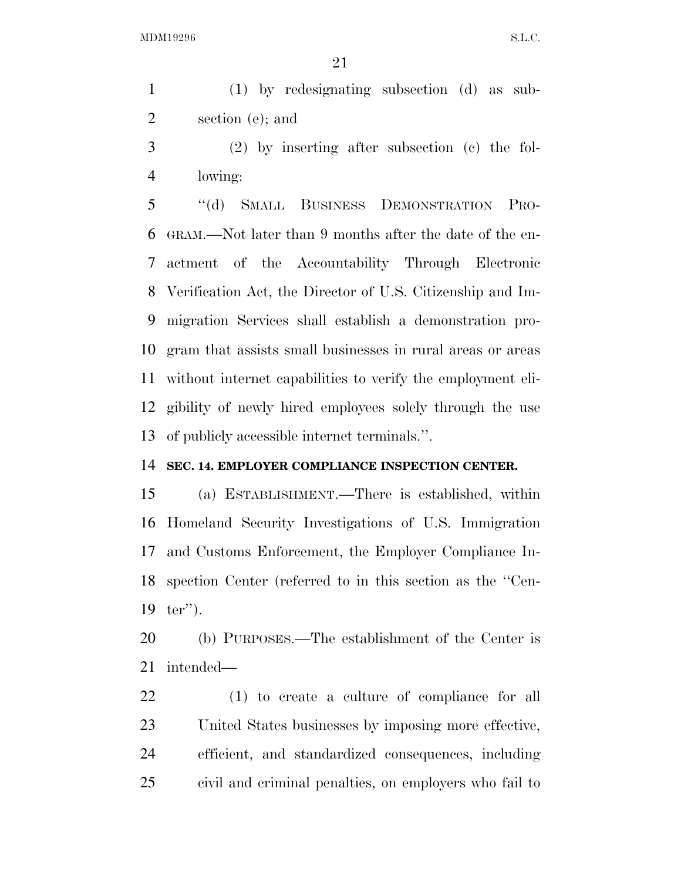(1) by redesignating subsection (d) as subsection (e); and

(2) by inserting after subsection (c) the following:

"(d) SMALL BUSINESS DEMONSTRATION PROGRAM.—Not later than 9 months after the date of the enactment of the Accountability Through Electronic Verification Act, the Director of U.S. Citizenship and Immigration Services shall establish a demonstration program that assists small businesses in rural areas or areas without internet capabilities to verify the employment eligibility of newly hired employees solely through the use of publicly accessible internet terminals.".

**SEC. 14. EMPLOYER COMPLIANCE INSPECTION CENTER.**

(a) ESTABLISHMENT.—There is established, within Homeland Security Investigations of U.S. Immigration and Customs Enforcement, the Employer Compliance Inspection Center (referred to in this section as the "Center").

(b) PURPOSES.—The establishment of the Center is intended—

(1) to create a culture of compliance for all United States businesses by imposing more effective, efficient, and standardized consequences, including civil and criminal penalties, on employers who fail to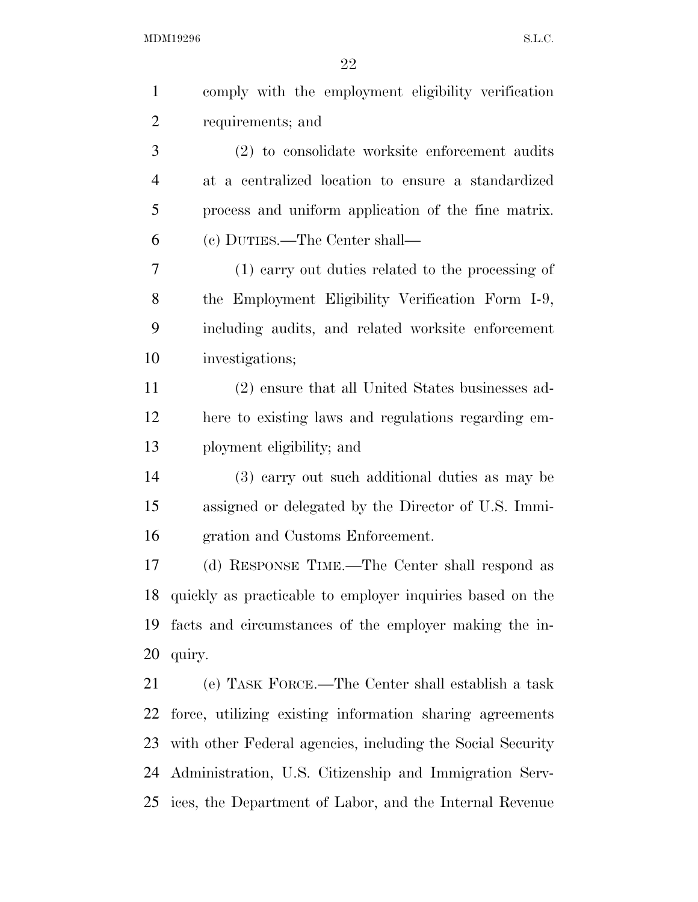comply with the employment eligibility verification requirements; and

(2) to consolidate worksite enforcement audits at a centralized location to ensure a standardized process and uniform application of the fine matrix.

(c) DUTIES.—The Center shall—

(1) carry out duties related to the processing of the Employment Eligibility Verification Form I-9, including audits, and related worksite enforcement investigations;

(2) ensure that all United States businesses adhere to existing laws and regulations regarding employment eligibility; and

(3) carry out such additional duties as may be assigned or delegated by the Director of U.S. Immigration and Customs Enforcement.

(d) RESPONSE TIME.—The Center shall respond as quickly as practicable to employer inquiries based on the facts and circumstances of the employer making the inquiry.

(e) TASK FORCE.—The Center shall establish a task force, utilizing existing information sharing agreements with other Federal agencies, including the Social Security Administration, U.S. Citizenship and Immigration Services, the Department of Labor, and the Internal Revenue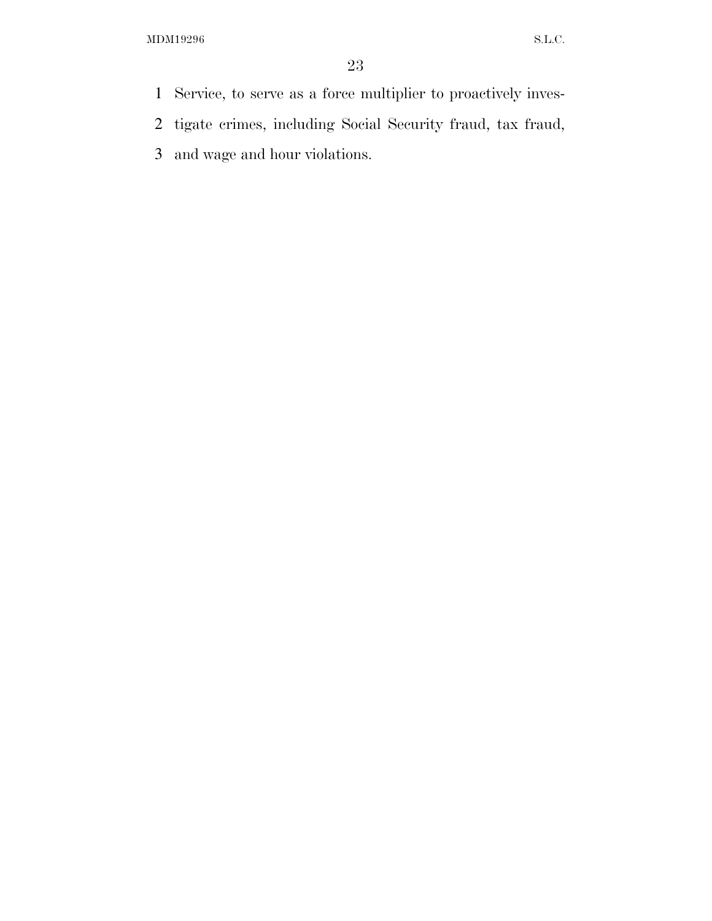Service, to serve as a force multiplier to proactively investigate crimes, including Social Security fraud, tax fraud, and wage and hour violations.